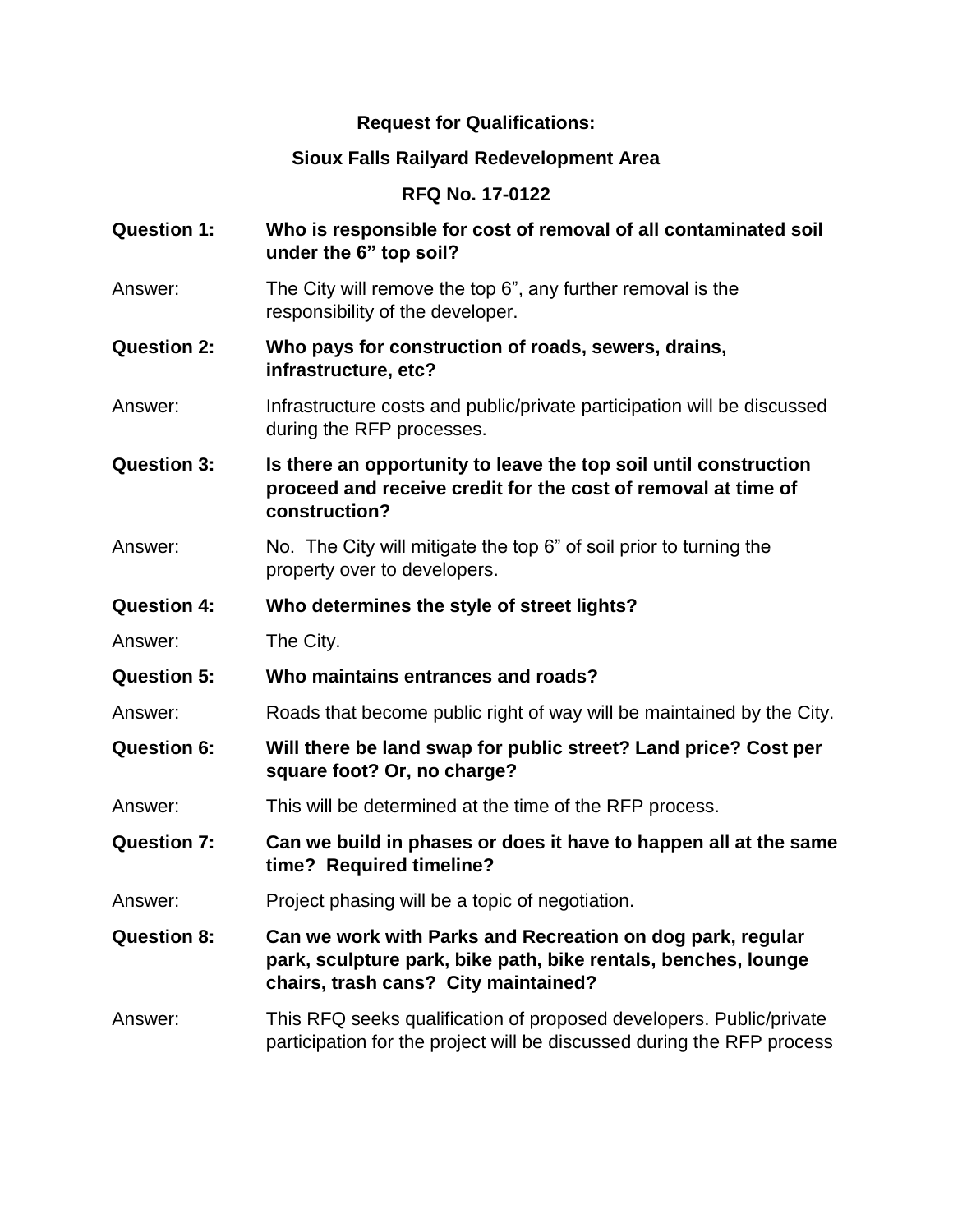**Request for Qualifications:**

**Sioux Falls Railyard Redevelopment Area**

**RFQ No. 17-0122**

**Question 1:** **Who is responsible for cost of removal of all contaminated soil under the 6" top soil?**

Answer: The City will remove the top 6", any further removal is the responsibility of the developer.

**Question 2:** **Who pays for construction of roads, sewers, drains, infrastructure, etc?**

Answer: Infrastructure costs and public/private participation will be discussed during the RFP processes.

**Question 3:** **Is there an opportunity to leave the top soil until construction proceed and receive credit for the cost of removal at time of construction?**

Answer: No. The City will mitigate the top 6" of soil prior to turning the property over to developers.

**Question 4:** **Who determines the style of street lights?**

Answer: The City.

**Question 5:** **Who maintains entrances and roads?**

Answer: Roads that become public right of way will be maintained by the City.

**Question 6:** **Will there be land swap for public street? Land price? Cost per square foot? Or, no charge?**

Answer: This will be determined at the time of the RFP process.

**Question 7:** **Can we build in phases or does it have to happen all at the same time? Required timeline?**

Answer: Project phasing will be a topic of negotiation.

**Question 8:** **Can we work with Parks and Recreation on dog park, regular park, sculpture park, bike path, bike rentals, benches, lounge chairs, trash cans? City maintained?**

Answer: This RFQ seeks qualification of proposed developers. Public/private participation for the project will be discussed during the RFP process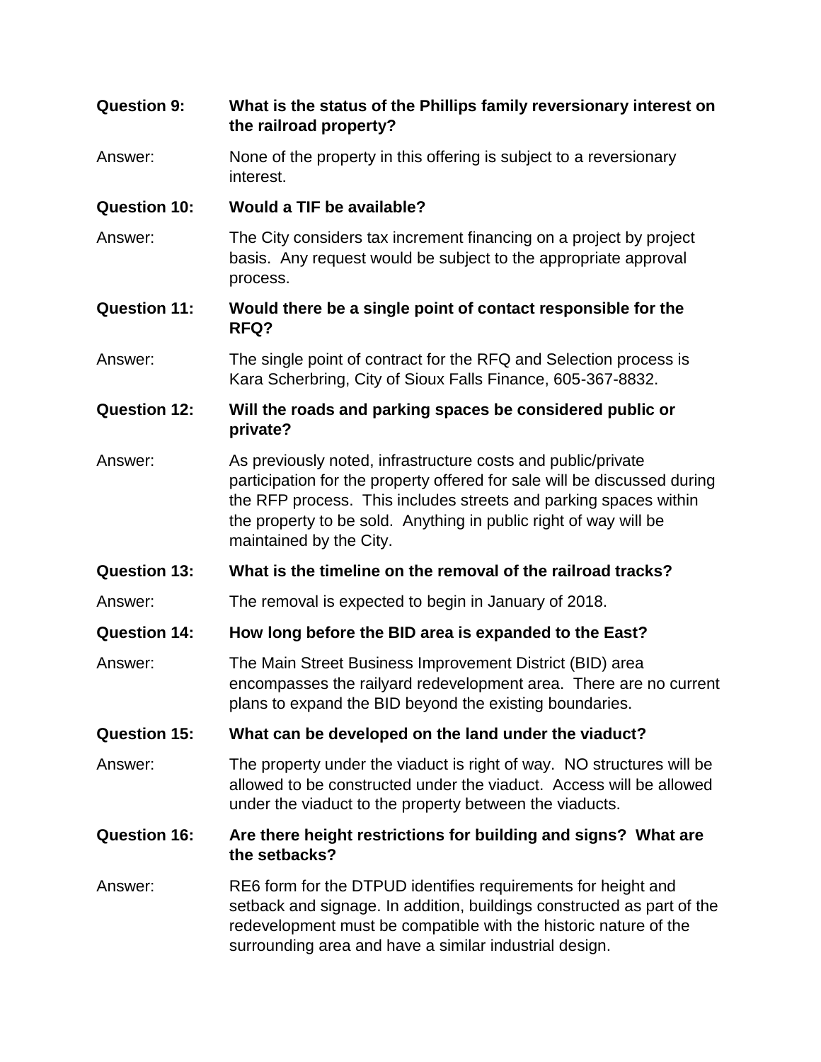**Question 9:** **What is the status of the Phillips family reversionary interest on the railroad property?**

Answer: None of the property in this offering is subject to a reversionary interest.

**Question 10:** **Would a TIF be available?**

Answer: The City considers tax increment financing on a project by project basis. Any request would be subject to the appropriate approval process.

**Question 11:** **Would there be a single point of contact responsible for the RFQ?**

Answer: The single point of contract for the RFQ and Selection process is Kara Scherbring, City of Sioux Falls Finance, 605-367-8832.

**Question 12:** **Will the roads and parking spaces be considered public or private?**

Answer: As previously noted, infrastructure costs and public/private participation for the property offered for sale will be discussed during the RFP process. This includes streets and parking spaces within the property to be sold. Anything in public right of way will be maintained by the City.

**Question 13:** **What is the timeline on the removal of the railroad tracks?**

Answer: The removal is expected to begin in January of 2018.

**Question 14:** **How long before the BID area is expanded to the East?**

Answer: The Main Street Business Improvement District (BID) area encompasses the railyard redevelopment area. There are no current plans to expand the BID beyond the existing boundaries.

**Question 15:** **What can be developed on the land under the viaduct?**

Answer: The property under the viaduct is right of way. NO structures will be allowed to be constructed under the viaduct. Access will be allowed under the viaduct to the property between the viaducts.

**Question 16:** **Are there height restrictions for building and signs? What are the setbacks?**

Answer: RE6 form for the DTPUD identifies requirements for height and setback and signage. In addition, buildings constructed as part of the redevelopment must be compatible with the historic nature of the surrounding area and have a similar industrial design.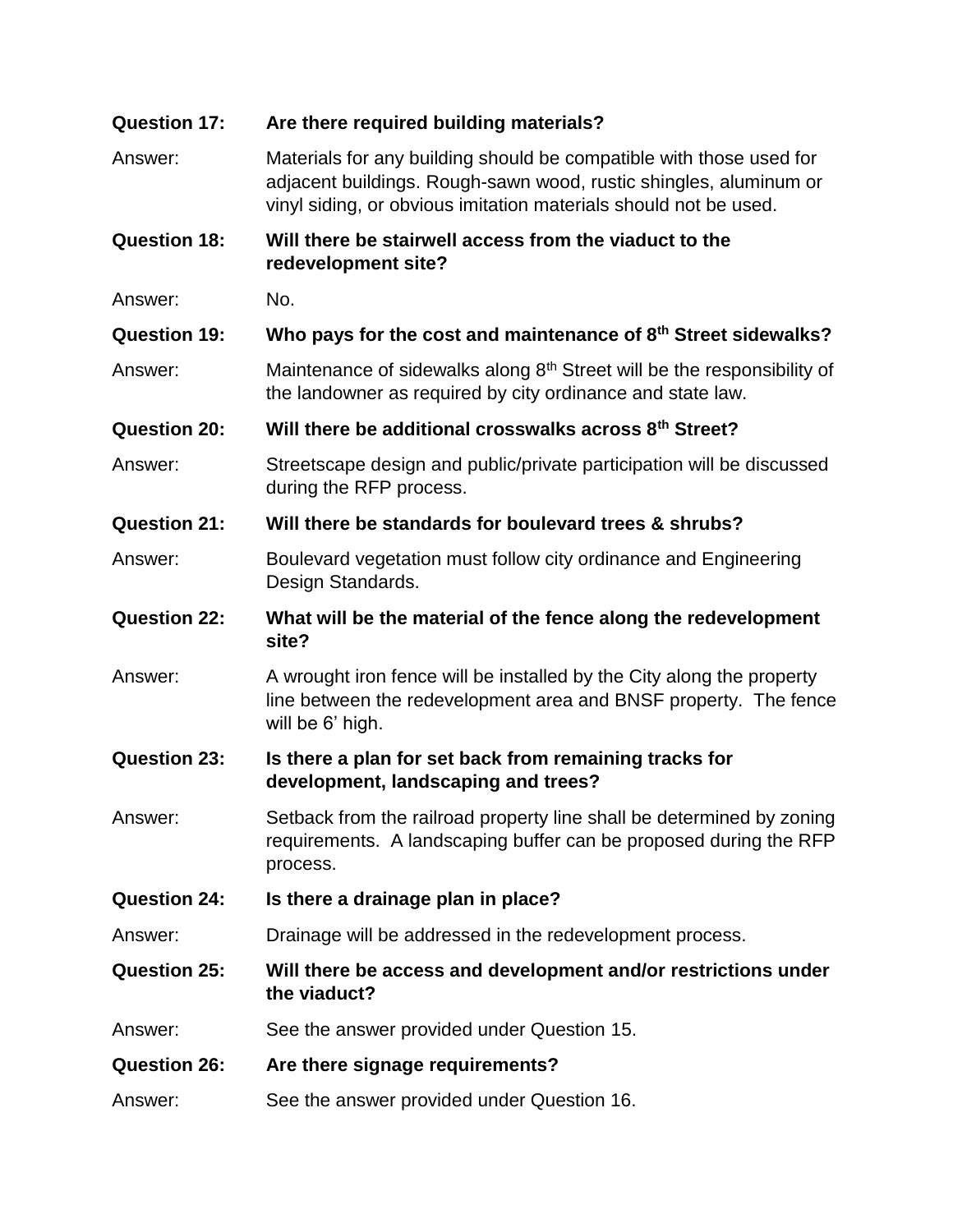**Question 17:** **Are there required building materials?**

Answer: Materials for any building should be compatible with those used for adjacent buildings. Rough-sawn wood, rustic shingles, aluminum or vinyl siding, or obvious imitation materials should not be used.

**Question 18:** **Will there be stairwell access from the viaduct to the redevelopment site?**

Answer: No.

**Question 19:** **Who pays for the cost and maintenance of 8th Street sidewalks?**

Answer: Maintenance of sidewalks along 8th Street will be the responsibility of the landowner as required by city ordinance and state law.

**Question 20:** **Will there be additional crosswalks across 8th Street?**

Answer: Streetscape design and public/private participation will be discussed during the RFP process.

**Question 21:** **Will there be standards for boulevard trees & shrubs?**

Answer: Boulevard vegetation must follow city ordinance and Engineering Design Standards.

**Question 22:** **What will be the material of the fence along the redevelopment site?**

Answer: A wrought iron fence will be installed by the City along the property line between the redevelopment area and BNSF property. The fence will be 6' high.

**Question 23:** **Is there a plan for set back from remaining tracks for development, landscaping and trees?**

Answer: Setback from the railroad property line shall be determined by zoning requirements. A landscaping buffer can be proposed during the RFP process.

**Question 24:** **Is there a drainage plan in place?**

Answer: Drainage will be addressed in the redevelopment process.

**Question 25:** **Will there be access and development and/or restrictions under the viaduct?**

Answer: See the answer provided under Question 15.

**Question 26:** **Are there signage requirements?**

Answer: See the answer provided under Question 16.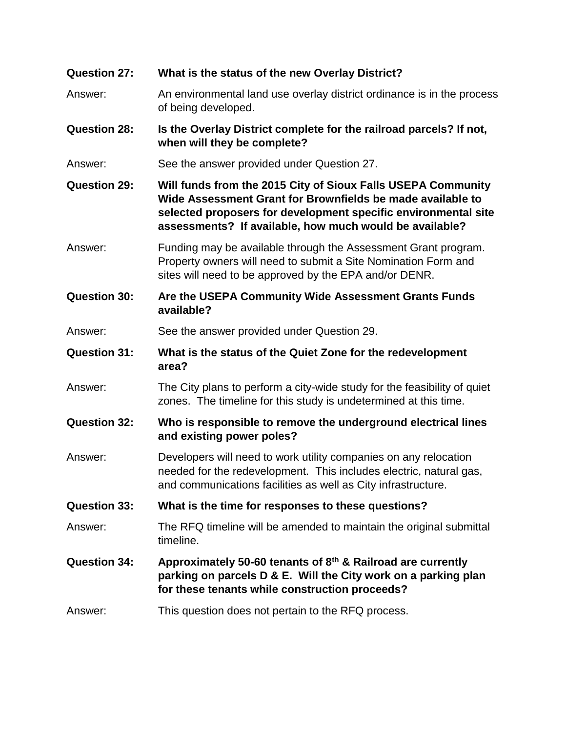**Question 27:** **What is the status of the new Overlay District?**

Answer: An environmental land use overlay district ordinance is in the process of being developed.

**Question 28:** **Is the Overlay District complete for the railroad parcels? If not, when will they be complete?**

Answer: See the answer provided under Question 27.

**Question 29:** **Will funds from the 2015 City of Sioux Falls USEPA Community Wide Assessment Grant for Brownfields be made available to selected proposers for development specific environmental site assessments? If available, how much would be available?**

Answer: Funding may be available through the Assessment Grant program. Property owners will need to submit a Site Nomination Form and sites will need to be approved by the EPA and/or DENR.

**Question 30:** **Are the USEPA Community Wide Assessment Grants Funds available?**

Answer: See the answer provided under Question 29.

**Question 31:** **What is the status of the Quiet Zone for the redevelopment area?**

Answer: The City plans to perform a city-wide study for the feasibility of quiet zones. The timeline for this study is undetermined at this time.

**Question 32:** **Who is responsible to remove the underground electrical lines and existing power poles?**

Answer: Developers will need to work utility companies on any relocation needed for the redevelopment. This includes electric, natural gas, and communications facilities as well as City infrastructure.

**Question 33:** **What is the time for responses to these questions?**

Answer: The RFQ timeline will be amended to maintain the original submittal timeline.

**Question 34:** **Approximately 50-60 tenants of 8th & Railroad are currently parking on parcels D & E. Will the City work on a parking plan for these tenants while construction proceeds?**

Answer: This question does not pertain to the RFQ process.